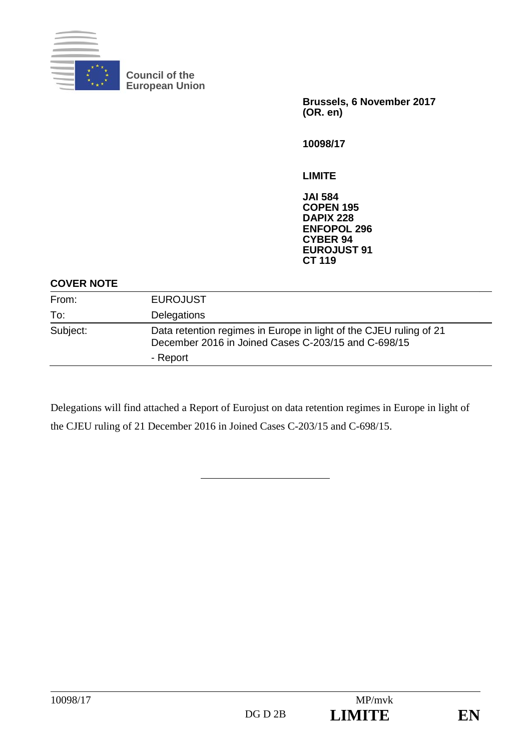Council of the
European Union

**Brussels, 6 November 2017**
**(OR. en)**

**10098/17**

**LIMITE**

**JAI 584**
**COPEN 195**
**DAPIX 228**
**ENFOPOL 296**
**CYBER 94**
**EUROJUST 91**
**CT 119**

**COVER NOTE**

| | |
|---|---|
| From: | EUROJUST |
| To: | Delegations |
| Subject: | Data retention regimes in Europe in light of the CJEU ruling of 21 December 2016 in Joined Cases C-203/15 and C-698/15<br>- Report |

Delegations will find attached a Report of Eurojust on data retention regimes in Europe in light of the CJEU ruling of 21 December 2016 in Joined Cases C-203/15 and C-698/15.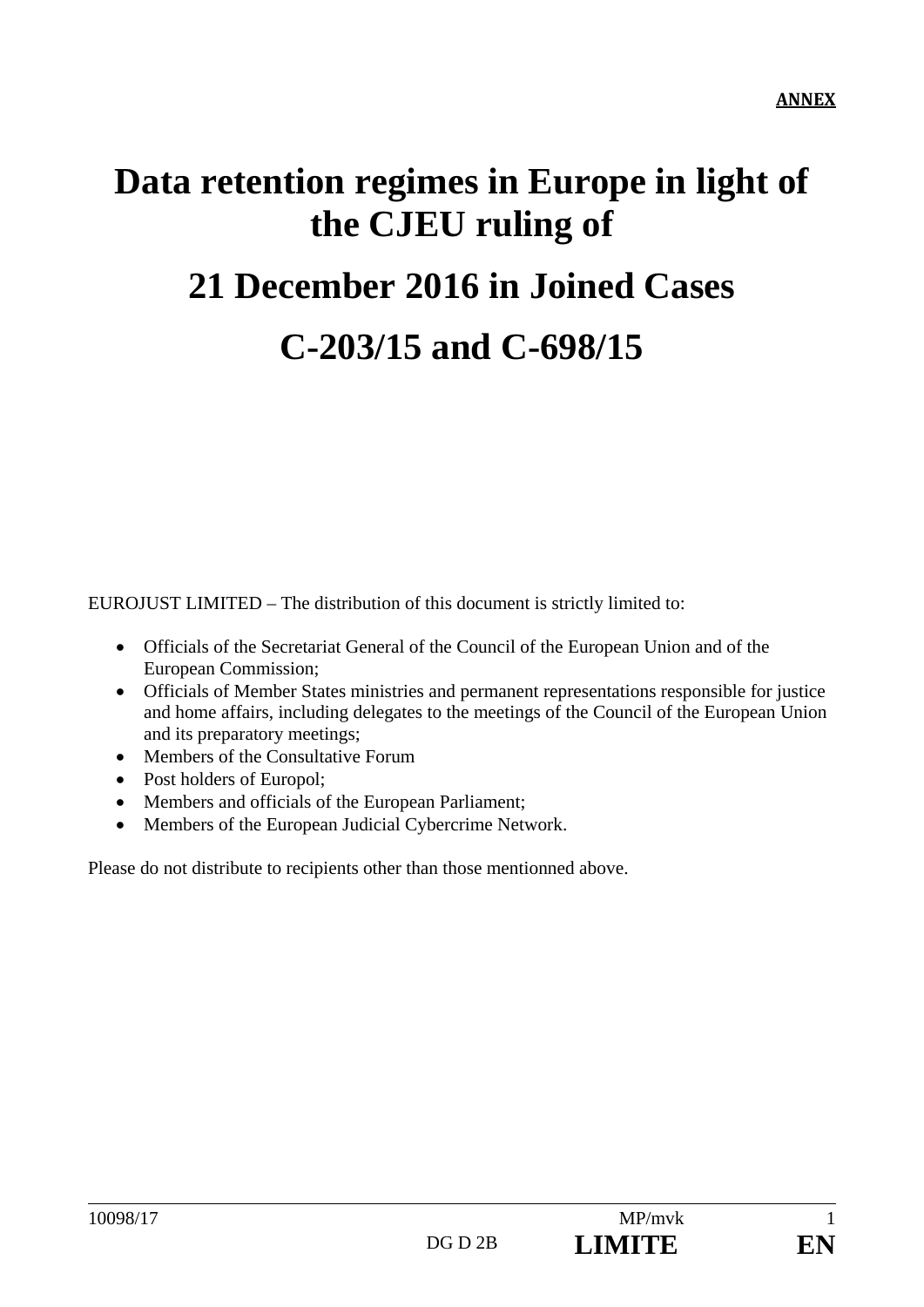**ANNEX**

# Data retention regimes in Europe in light of the CJEU ruling of

# 21 December 2016 in Joined Cases

# C-203/15 and C-698/15

EUROJUST LIMITED – The distribution of this document is strictly limited to:

- Officials of the Secretariat General of the Council of the European Union and of the European Commission;
- Officials of Member States ministries and permanent representations responsible for justice and home affairs, including delegates to the meetings of the Council of the European Union and its preparatory meetings;
- Members of the Consultative Forum
- Post holders of Europol;
- Members and officials of the European Parliament;
- Members of the European Judicial Cybercrime Network.

Please do not distribute to recipients other than those mentionned above.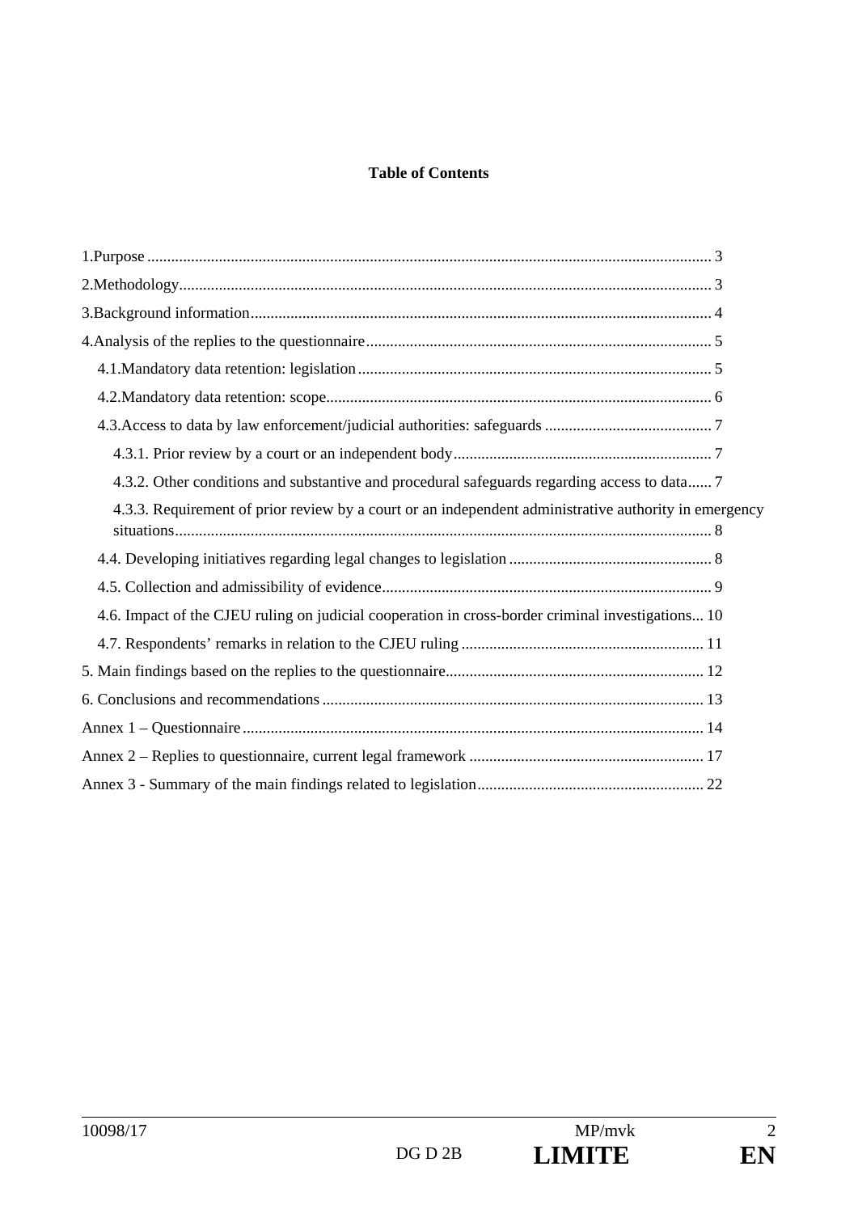**Table of Contents**

1.Purpose ..... 3

2.Methodology..... 3

3.Background information..... 4

4.Analysis of the replies to the questionnaire..... 5

- 4.1.Mandatory data retention: legislation..... 5
- 4.2.Mandatory data retention: scope..... 6
- 4.3.Access to data by law enforcement/judicial authorities: safeguards ..... 7
  - 4.3.1. Prior review by a court or an independent body..... 7
  - 4.3.2. Other conditions and substantive and procedural safeguards regarding access to data..... 7
  - 4.3.3. Requirement of prior review by a court or an independent administrative authority in emergency situations..... 8
- 4.4. Developing initiatives regarding legal changes to legislation ..... 8
- 4.5. Collection and admissibility of evidence..... 9
- 4.6. Impact of the CJEU ruling on judicial cooperation in cross-border criminal investigations... 10
- 4.7. Respondents' remarks in relation to the CJEU ruling ..... 11

5. Main findings based on the replies to the questionnaire..... 12

6. Conclusions and recommendations ..... 13

Annex 1 – Questionnaire ..... 14

Annex 2 – Replies to questionnaire, current legal framework ..... 17

Annex 3 - Summary of the main findings related to legislation..... 22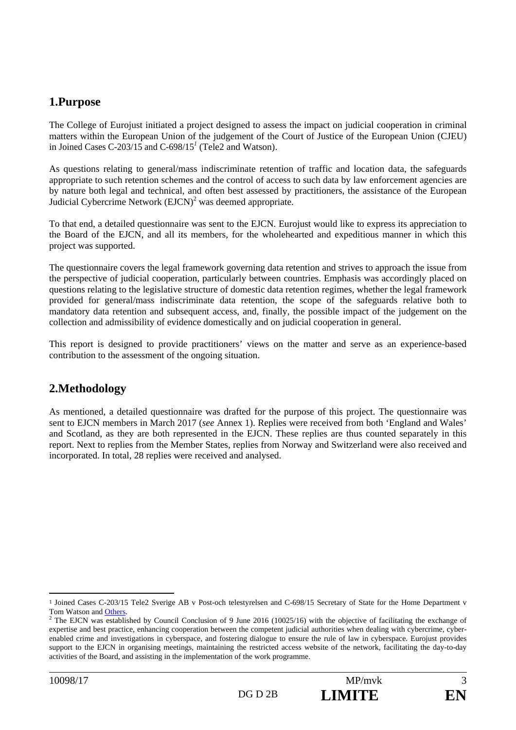## 1.Purpose

The College of Eurojust initiated a project designed to assess the impact on judicial cooperation in criminal matters within the European Union of the judgement of the Court of Justice of the European Union (CJEU) in Joined Cases C-203/15 and C-698/15[1] (Tele2 and Watson).

As questions relating to general/mass indiscriminate retention of traffic and location data, the safeguards appropriate to such retention schemes and the control of access to such data by law enforcement agencies are by nature both legal and technical, and often best assessed by practitioners, the assistance of the European Judicial Cybercrime Network (EJCN)[2] was deemed appropriate.

To that end, a detailed questionnaire was sent to the EJCN. Eurojust would like to express its appreciation to the Board of the EJCN, and all its members, for the wholehearted and expeditious manner in which this project was supported.

The questionnaire covers the legal framework governing data retention and strives to approach the issue from the perspective of judicial cooperation, particularly between countries. Emphasis was accordingly placed on questions relating to the legislative structure of domestic data retention regimes, whether the legal framework provided for general/mass indiscriminate data retention, the scope of the safeguards relative both to mandatory data retention and subsequent access, and, finally, the possible impact of the judgement on the collection and admissibility of evidence domestically and on judicial cooperation in general.

This report is designed to provide practitioners' views on the matter and serve as an experience-based contribution to the assessment of the ongoing situation.

## 2.Methodology

As mentioned, a detailed questionnaire was drafted for the purpose of this project. The questionnaire was sent to EJCN members in March 2017 (*see* Annex 1). Replies were received from both 'England and Wales' and Scotland, as they are both represented in the EJCN. These replies are thus counted separately in this report. Next to replies from the Member States, replies from Norway and Switzerland were also received and incorporated. In total, 28 replies were received and analysed.

---

[1] Joined Cases C-203/15 Tele2 Sverige AB v Post-och telestyrelsen and C-698/15 Secretary of State for the Home Department v Tom Watson and Others.

[2] The EJCN was established by Council Conclusion of 9 June 2016 (10025/16) with the objective of facilitating the exchange of expertise and best practice, enhancing cooperation between the competent judicial authorities when dealing with cybercrime, cyber-enabled crime and investigations in cyberspace, and fostering dialogue to ensure the rule of law in cyberspace. Eurojust provides support to the EJCN in organising meetings, maintaining the restricted access website of the network, facilitating the day-to-day activities of the Board, and assisting in the implementation of the work programme.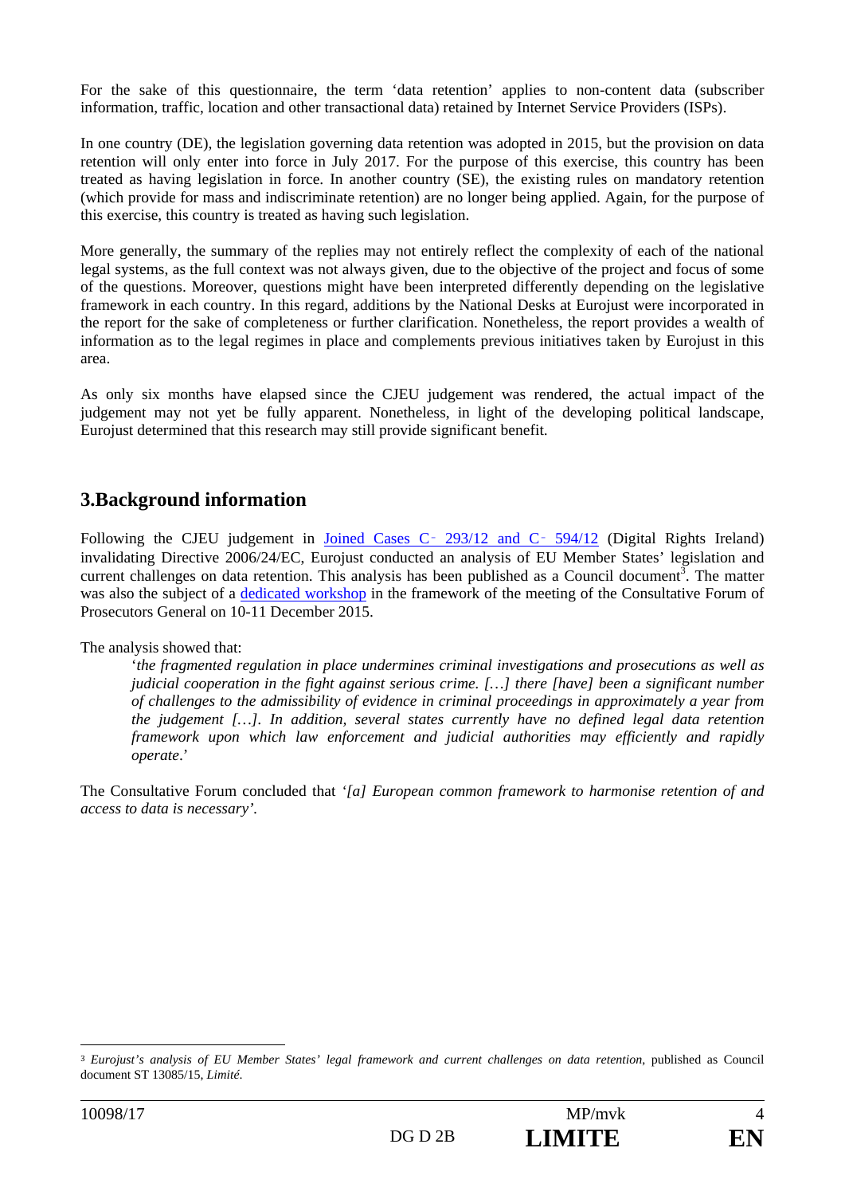For the sake of this questionnaire, the term 'data retention' applies to non-content data (subscriber information, traffic, location and other transactional data) retained by Internet Service Providers (ISPs).

In one country (DE), the legislation governing data retention was adopted in 2015, but the provision on data retention will only enter into force in July 2017. For the purpose of this exercise, this country has been treated as having legislation in force. In another country (SE), the existing rules on mandatory retention (which provide for mass and indiscriminate retention) are no longer being applied. Again, for the purpose of this exercise, this country is treated as having such legislation.

More generally, the summary of the replies may not entirely reflect the complexity of each of the national legal systems, as the full context was not always given, due to the objective of the project and focus of some of the questions. Moreover, questions might have been interpreted differently depending on the legislative framework in each country. In this regard, additions by the National Desks at Eurojust were incorporated in the report for the sake of completeness or further clarification. Nonetheless, the report provides a wealth of information as to the legal regimes in place and complements previous initiatives taken by Eurojust in this area.

As only six months have elapsed since the CJEU judgement was rendered, the actual impact of the judgement may not yet be fully apparent. Nonetheless, in light of the developing political landscape, Eurojust determined that this research may still provide significant benefit.

## 3.Background information

Following the CJEU judgement in Joined Cases C‑293/12 and C‑594/12 (Digital Rights Ireland) invalidating Directive 2006/24/EC, Eurojust conducted an analysis of EU Member States' legislation and current challenges on data retention. This analysis has been published as a Council document[3]. The matter was also the subject of a dedicated workshop in the framework of the meeting of the Consultative Forum of Prosecutors General on 10-11 December 2015.

The analysis showed that:

> *'the fragmented regulation in place undermines criminal investigations and prosecutions as well as judicial cooperation in the fight against serious crime. […] there [have] been a significant number of challenges to the admissibility of evidence in criminal proceedings in approximately a year from the judgement […]. In addition, several states currently have no defined legal data retention framework upon which law enforcement and judicial authorities may efficiently and rapidly operate.'*

The Consultative Forum concluded that *'[a] European common framework to harmonise retention of and access to data is necessary'.*

---

[3] *Eurojust's analysis of EU Member States' legal framework and current challenges on data retention*, published as Council document ST 13085/15, *Limité*.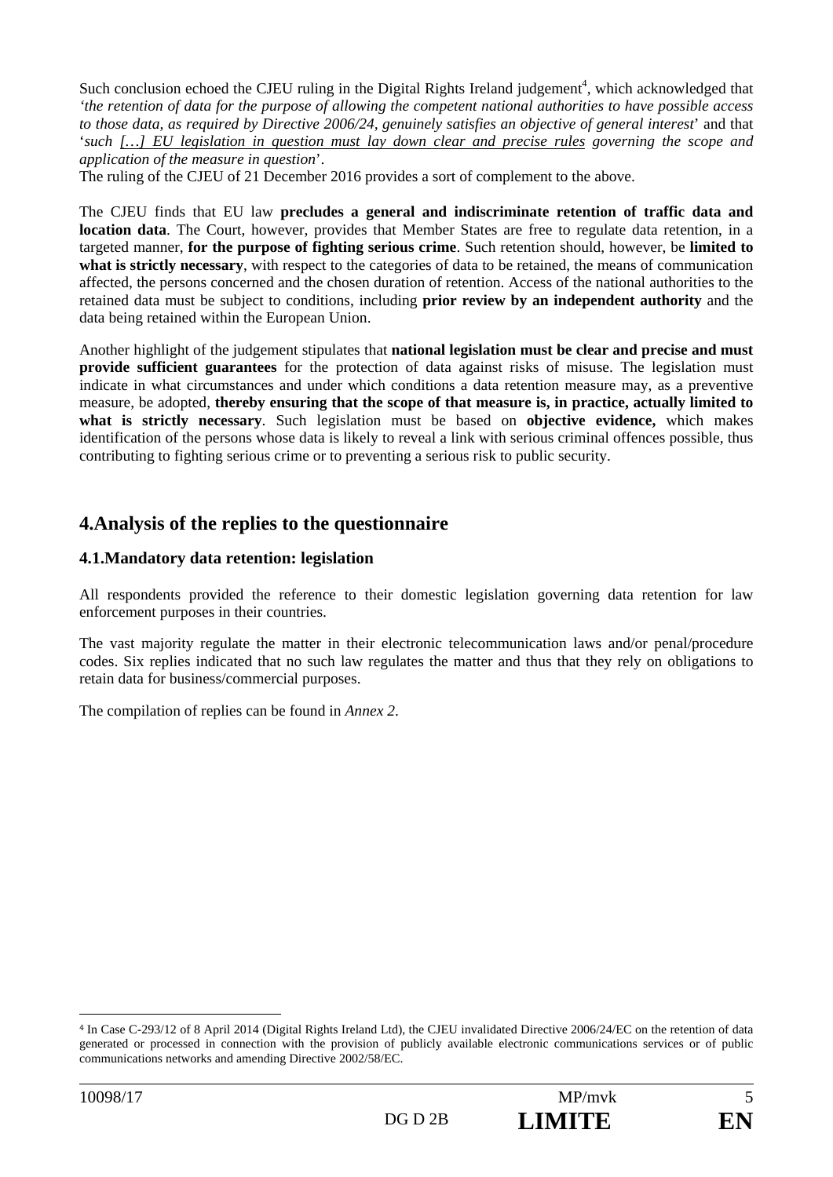Such conclusion echoed the CJEU ruling in the Digital Rights Ireland judgement[4], which acknowledged that *'the retention of data for the purpose of allowing the competent national authorities to have possible access to those data, as required by Directive 2006/24, genuinely satisfies an objective of general interest*' and that '*such [...] EU legislation in question must lay down clear and precise rules governing the scope and application of the measure in question*'.

The ruling of the CJEU of 21 December 2016 provides a sort of complement to the above.

The CJEU finds that EU law **precludes a general and indiscriminate retention of traffic data and location data**. The Court, however, provides that Member States are free to regulate data retention, in a targeted manner, **for the purpose of fighting serious crime**. Such retention should, however, be **limited to what is strictly necessary**, with respect to the categories of data to be retained, the means of communication affected, the persons concerned and the chosen duration of retention. Access of the national authorities to the retained data must be subject to conditions, including **prior review by an independent authority** and the data being retained within the European Union.

Another highlight of the judgement stipulates that **national legislation must be clear and precise and must provide sufficient guarantees** for the protection of data against risks of misuse. The legislation must indicate in what circumstances and under which conditions a data retention measure may, as a preventive measure, be adopted, **thereby ensuring that the scope of that measure is, in practice, actually limited to what is strictly necessary**. Such legislation must be based on **objective evidence,** which makes identification of the persons whose data is likely to reveal a link with serious criminal offences possible, thus contributing to fighting serious crime or to preventing a serious risk to public security.

## 4.Analysis of the replies to the questionnaire

### 4.1.Mandatory data retention: legislation

All respondents provided the reference to their domestic legislation governing data retention for law enforcement purposes in their countries.

The vast majority regulate the matter in their electronic telecommunication laws and/or penal/procedure codes. Six replies indicated that no such law regulates the matter and thus that they rely on obligations to retain data for business/commercial purposes.

The compilation of replies can be found in *Annex 2*.

[4] In Case C-293/12 of 8 April 2014 (Digital Rights Ireland Ltd), the CJEU invalidated Directive 2006/24/EC on the retention of data generated or processed in connection with the provision of publicly available electronic communications services or of public communications networks and amending Directive 2002/58/EC.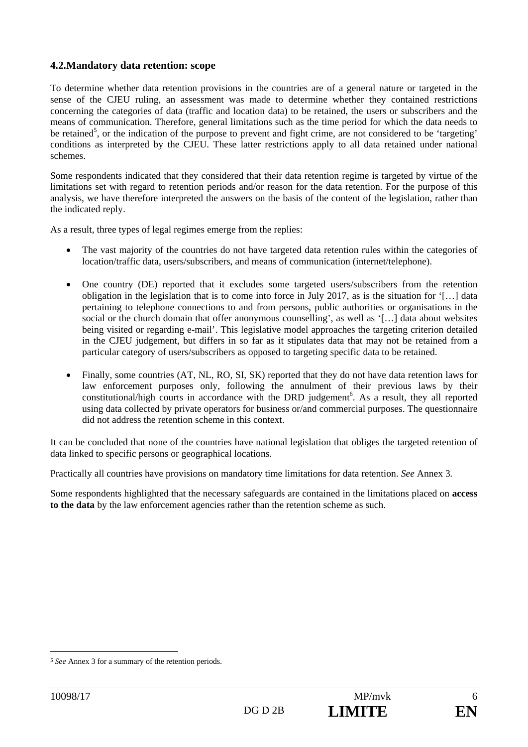### 4.2. Mandatory data retention: scope

To determine whether data retention provisions in the countries are of a general nature or targeted in the sense of the CJEU ruling, an assessment was made to determine whether they contained restrictions concerning the categories of data (traffic and location data) to be retained, the users or subscribers and the means of communication. Therefore, general limitations such as the time period for which the data needs to be retained[5], or the indication of the purpose to prevent and fight crime, are not considered to be 'targeting' conditions as interpreted by the CJEU. These latter restrictions apply to all data retained under national schemes.

Some respondents indicated that they considered that their data retention regime is targeted by virtue of the limitations set with regard to retention periods and/or reason for the data retention. For the purpose of this analysis, we have therefore interpreted the answers on the basis of the content of the legislation, rather than the indicated reply.

As a result, three types of legal regimes emerge from the replies:

- The vast majority of the countries do not have targeted data retention rules within the categories of location/traffic data, users/subscribers, and means of communication (internet/telephone).
- One country (DE) reported that it excludes some targeted users/subscribers from the retention obligation in the legislation that is to come into force in July 2017, as is the situation for '[…] data pertaining to telephone connections to and from persons, public authorities or organisations in the social or the church domain that offer anonymous counselling', as well as '[…] data about websites being visited or regarding e-mail'. This legislative model approaches the targeting criterion detailed in the CJEU judgement, but differs in so far as it stipulates data that may not be retained from a particular category of users/subscribers as opposed to targeting specific data to be retained.
- Finally, some countries (AT, NL, RO, SI, SK) reported that they do not have data retention laws for law enforcement purposes only, following the annulment of their previous laws by their constitutional/high courts in accordance with the DRD judgement[6]. As a result, they all reported using data collected by private operators for business or/and commercial purposes. The questionnaire did not address the retention scheme in this context.

It can be concluded that none of the countries have national legislation that obliges the targeted retention of data linked to specific persons or geographical locations.

Practically all countries have provisions on mandatory time limitations for data retention. *See* Annex 3.

Some respondents highlighted that the necessary safeguards are contained in the limitations placed on **access to the data** by the law enforcement agencies rather than the retention scheme as such.

---

[5] *See* Annex 3 for a summary of the retention periods.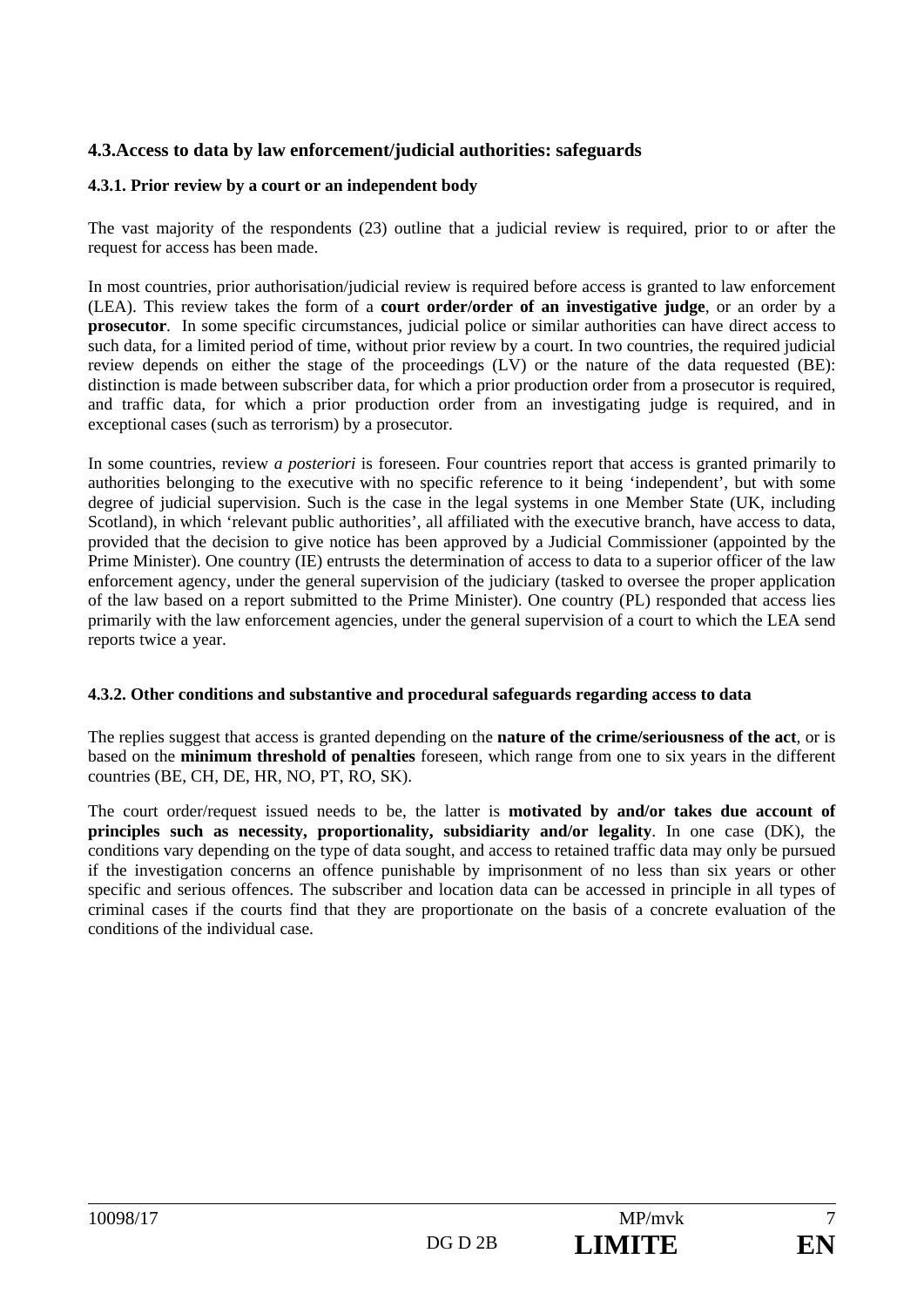## 4.3.Access to data by law enforcement/judicial authorities: safeguards

### 4.3.1. Prior review by a court or an independent body

The vast majority of the respondents (23) outline that a judicial review is required, prior to or after the request for access has been made.

In most countries, prior authorisation/judicial review is required before access is granted to law enforcement (LEA). This review takes the form of a **court order/order of an investigative judge**, or an order by a **prosecutor**. In some specific circumstances, judicial police or similar authorities can have direct access to such data, for a limited period of time, without prior review by a court. In two countries, the required judicial review depends on either the stage of the proceedings (LV) or the nature of the data requested (BE): distinction is made between subscriber data, for which a prior production order from a prosecutor is required, and traffic data, for which a prior production order from an investigating judge is required, and in exceptional cases (such as terrorism) by a prosecutor.

In some countries, review *a posteriori* is foreseen. Four countries report that access is granted primarily to authorities belonging to the executive with no specific reference to it being 'independent', but with some degree of judicial supervision. Such is the case in the legal systems in one Member State (UK, including Scotland), in which 'relevant public authorities', all affiliated with the executive branch, have access to data, provided that the decision to give notice has been approved by a Judicial Commissioner (appointed by the Prime Minister). One country (IE) entrusts the determination of access to data to a superior officer of the law enforcement agency, under the general supervision of the judiciary (tasked to oversee the proper application of the law based on a report submitted to the Prime Minister). One country (PL) responded that access lies primarily with the law enforcement agencies, under the general supervision of a court to which the LEA send reports twice a year.

### 4.3.2. Other conditions and substantive and procedural safeguards regarding access to data

The replies suggest that access is granted depending on the **nature of the crime/seriousness of the act**, or is based on the **minimum threshold of penalties** foreseen, which range from one to six years in the different countries (BE, CH, DE, HR, NO, PT, RO, SK).

The court order/request issued needs to be, the latter is **motivated by and/or takes due account of principles such as necessity, proportionality, subsidiarity and/or legality**. In one case (DK), the conditions vary depending on the type of data sought, and access to retained traffic data may only be pursued if the investigation concerns an offence punishable by imprisonment of no less than six years or other specific and serious offences. The subscriber and location data can be accessed in principle in all types of criminal cases if the courts find that they are proportionate on the basis of a concrete evaluation of the conditions of the individual case.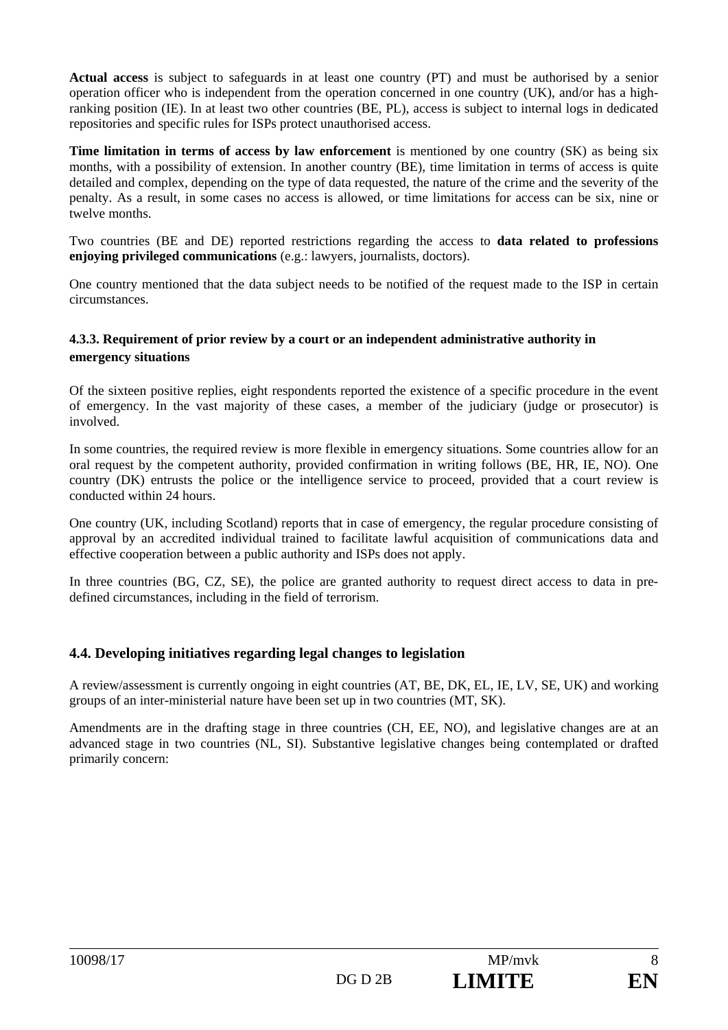**Actual access** is subject to safeguards in at least one country (PT) and must be authorised by a senior operation officer who is independent from the operation concerned in one country (UK), and/or has a high-ranking position (IE). In at least two other countries (BE, PL), access is subject to internal logs in dedicated repositories and specific rules for ISPs protect unauthorised access.

**Time limitation in terms of access by law enforcement** is mentioned by one country (SK) as being six months, with a possibility of extension. In another country (BE), time limitation in terms of access is quite detailed and complex, depending on the type of data requested, the nature of the crime and the severity of the penalty. As a result, in some cases no access is allowed, or time limitations for access can be six, nine or twelve months.

Two countries (BE and DE) reported restrictions regarding the access to **data related to professions enjoying privileged communications** (e.g.: lawyers, journalists, doctors).

One country mentioned that the data subject needs to be notified of the request made to the ISP in certain circumstances.

#### 4.3.3. Requirement of prior review by a court or an independent administrative authority in emergency situations

Of the sixteen positive replies, eight respondents reported the existence of a specific procedure in the event of emergency. In the vast majority of these cases, a member of the judiciary (judge or prosecutor) is involved.

In some countries, the required review is more flexible in emergency situations. Some countries allow for an oral request by the competent authority, provided confirmation in writing follows (BE, HR, IE, NO). One country (DK) entrusts the police or the intelligence service to proceed, provided that a court review is conducted within 24 hours.

One country (UK, including Scotland) reports that in case of emergency, the regular procedure consisting of approval by an accredited individual trained to facilitate lawful acquisition of communications data and effective cooperation between a public authority and ISPs does not apply.

In three countries (BG, CZ, SE), the police are granted authority to request direct access to data in pre-defined circumstances, including in the field of terrorism.

### 4.4. Developing initiatives regarding legal changes to legislation

A review/assessment is currently ongoing in eight countries (AT, BE, DK, EL, IE, LV, SE, UK) and working groups of an inter-ministerial nature have been set up in two countries (MT, SK).

Amendments are in the drafting stage in three countries (CH, EE, NO), and legislative changes are at an advanced stage in two countries (NL, SI). Substantive legislative changes being contemplated or drafted primarily concern: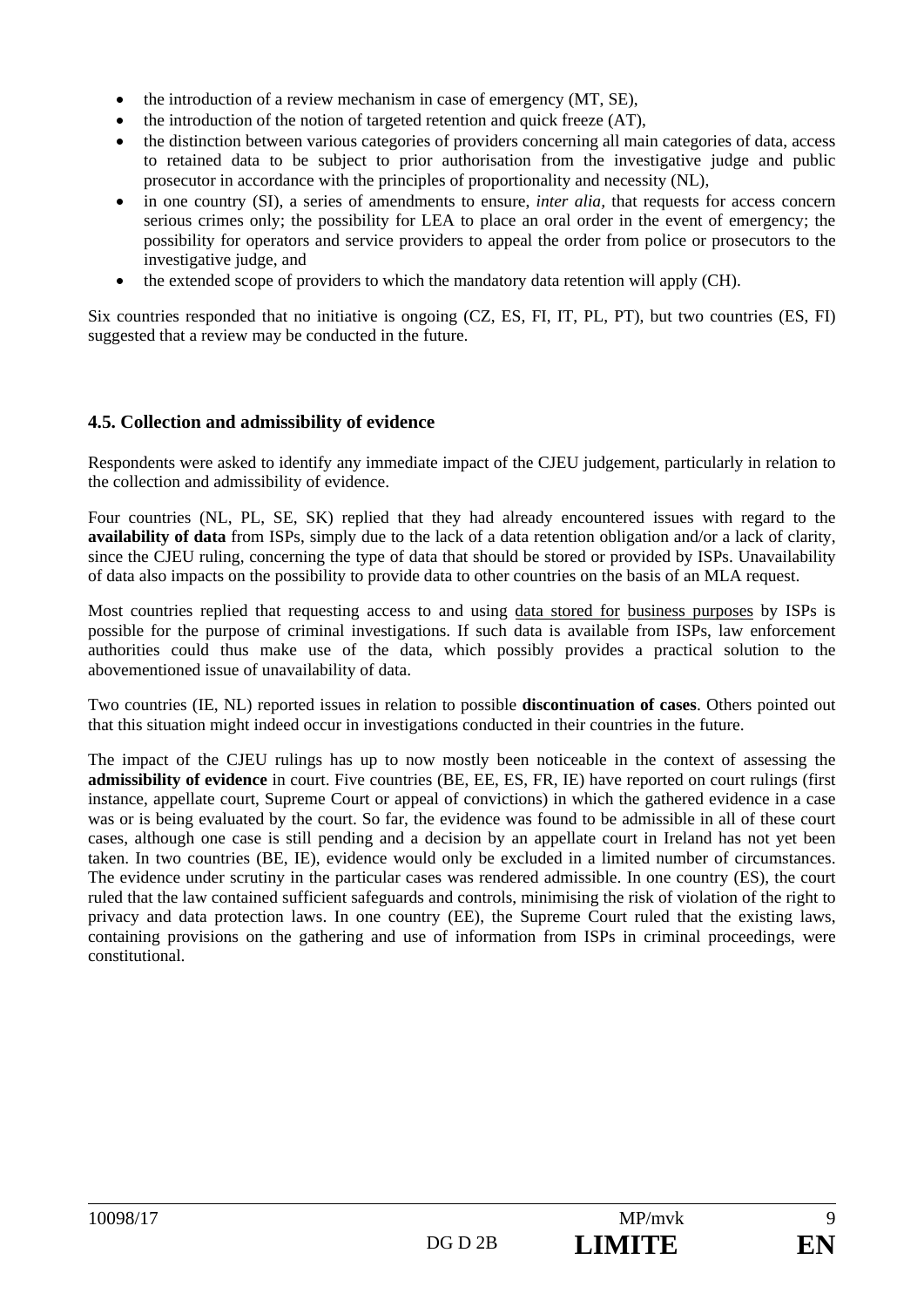- the introduction of a review mechanism in case of emergency (MT, SE),
- the introduction of the notion of targeted retention and quick freeze (AT),
- the distinction between various categories of providers concerning all main categories of data, access to retained data to be subject to prior authorisation from the investigative judge and public prosecutor in accordance with the principles of proportionality and necessity (NL),
- in one country (SI), a series of amendments to ensure, *inter alia*, that requests for access concern serious crimes only; the possibility for LEA to place an oral order in the event of emergency; the possibility for operators and service providers to appeal the order from police or prosecutors to the investigative judge, and
- the extended scope of providers to which the mandatory data retention will apply (CH).

Six countries responded that no initiative is ongoing (CZ, ES, FI, IT, PL, PT), but two countries (ES, FI) suggested that a review may be conducted in the future.

### 4.5. Collection and admissibility of evidence

Respondents were asked to identify any immediate impact of the CJEU judgement, particularly in relation to the collection and admissibility of evidence.

Four countries (NL, PL, SE, SK) replied that they had already encountered issues with regard to the **availability of data** from ISPs, simply due to the lack of a data retention obligation and/or a lack of clarity, since the CJEU ruling, concerning the type of data that should be stored or provided by ISPs. Unavailability of data also impacts on the possibility to provide data to other countries on the basis of an MLA request.

Most countries replied that requesting access to and using data stored for business purposes by ISPs is possible for the purpose of criminal investigations. If such data is available from ISPs, law enforcement authorities could thus make use of the data, which possibly provides a practical solution to the abovementioned issue of unavailability of data.

Two countries (IE, NL) reported issues in relation to possible **discontinuation of cases**. Others pointed out that this situation might indeed occur in investigations conducted in their countries in the future.

The impact of the CJEU rulings has up to now mostly been noticeable in the context of assessing the **admissibility of evidence** in court. Five countries (BE, EE, ES, FR, IE) have reported on court rulings (first instance, appellate court, Supreme Court or appeal of convictions) in which the gathered evidence in a case was or is being evaluated by the court. So far, the evidence was found to be admissible in all of these court cases, although one case is still pending and a decision by an appellate court in Ireland has not yet been taken. In two countries (BE, IE), evidence would only be excluded in a limited number of circumstances. The evidence under scrutiny in the particular cases was rendered admissible. In one country (ES), the court ruled that the law contained sufficient safeguards and controls, minimising the risk of violation of the right to privacy and data protection laws. In one country (EE), the Supreme Court ruled that the existing laws, containing provisions on the gathering and use of information from ISPs in criminal proceedings, were constitutional.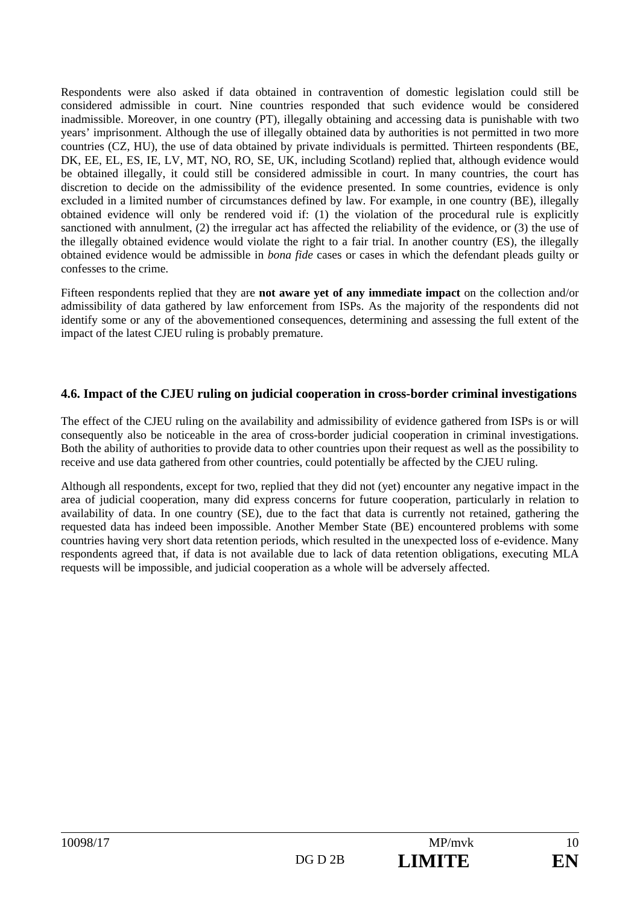Respondents were also asked if data obtained in contravention of domestic legislation could still be considered admissible in court. Nine countries responded that such evidence would be considered inadmissible. Moreover, in one country (PT), illegally obtaining and accessing data is punishable with two years' imprisonment. Although the use of illegally obtained data by authorities is not permitted in two more countries (CZ, HU), the use of data obtained by private individuals is permitted. Thirteen respondents (BE, DK, EE, EL, ES, IE, LV, MT, NO, RO, SE, UK, including Scotland) replied that, although evidence would be obtained illegally, it could still be considered admissible in court. In many countries, the court has discretion to decide on the admissibility of the evidence presented. In some countries, evidence is only excluded in a limited number of circumstances defined by law. For example, in one country (BE), illegally obtained evidence will only be rendered void if: (1) the violation of the procedural rule is explicitly sanctioned with annulment, (2) the irregular act has affected the reliability of the evidence, or (3) the use of the illegally obtained evidence would violate the right to a fair trial. In another country (ES), the illegally obtained evidence would be admissible in *bona fide* cases or cases in which the defendant pleads guilty or confesses to the crime.

Fifteen respondents replied that they are **not aware yet of any immediate impact** on the collection and/or admissibility of data gathered by law enforcement from ISPs. As the majority of the respondents did not identify some or any of the abovementioned consequences, determining and assessing the full extent of the impact of the latest CJEU ruling is probably premature.

### 4.6. Impact of the CJEU ruling on judicial cooperation in cross-border criminal investigations

The effect of the CJEU ruling on the availability and admissibility of evidence gathered from ISPs is or will consequently also be noticeable in the area of cross-border judicial cooperation in criminal investigations. Both the ability of authorities to provide data to other countries upon their request as well as the possibility to receive and use data gathered from other countries, could potentially be affected by the CJEU ruling.

Although all respondents, except for two, replied that they did not (yet) encounter any negative impact in the area of judicial cooperation, many did express concerns for future cooperation, particularly in relation to availability of data. In one country (SE), due to the fact that data is currently not retained, gathering the requested data has indeed been impossible. Another Member State (BE) encountered problems with some countries having very short data retention periods, which resulted in the unexpected loss of e-evidence. Many respondents agreed that, if data is not available due to lack of data retention obligations, executing MLA requests will be impossible, and judicial cooperation as a whole will be adversely affected.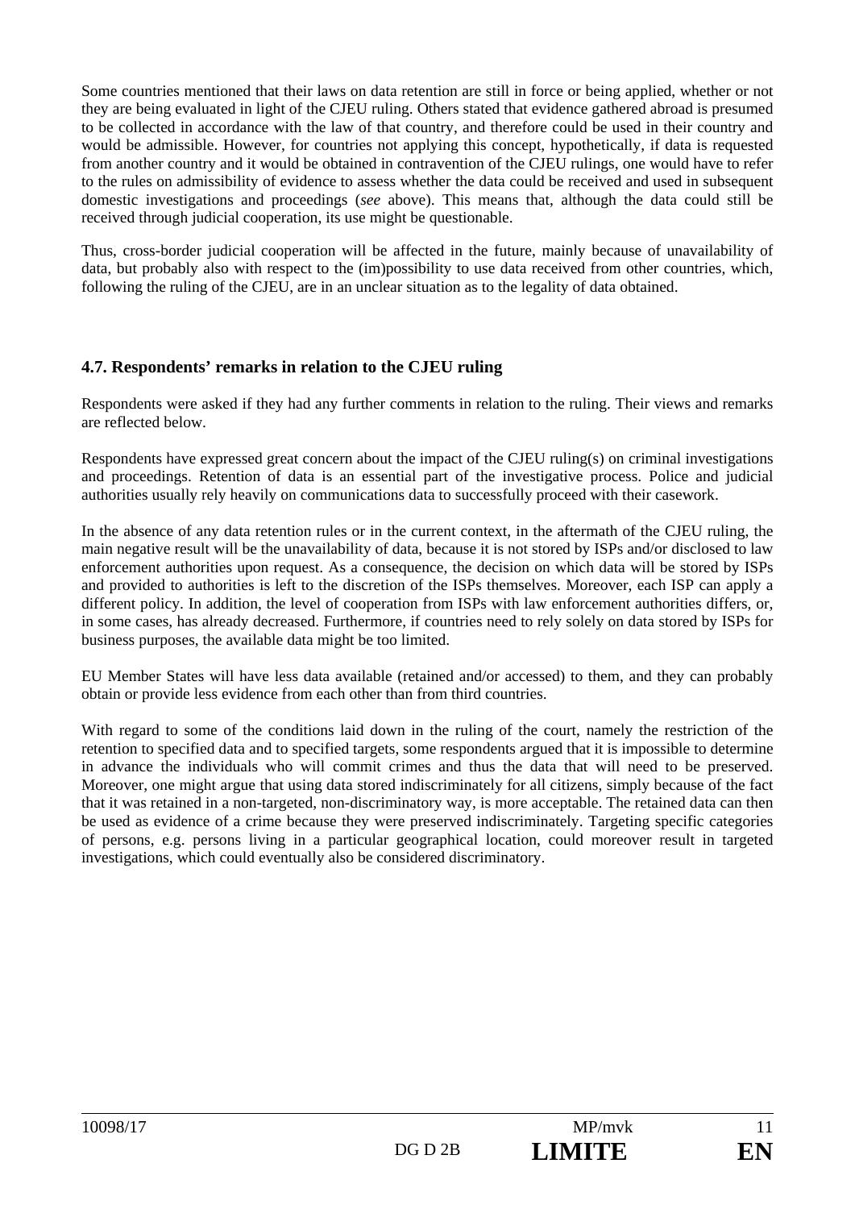Some countries mentioned that their laws on data retention are still in force or being applied, whether or not they are being evaluated in light of the CJEU ruling. Others stated that evidence gathered abroad is presumed to be collected in accordance with the law of that country, and therefore could be used in their country and would be admissible. However, for countries not applying this concept, hypothetically, if data is requested from another country and it would be obtained in contravention of the CJEU rulings, one would have to refer to the rules on admissibility of evidence to assess whether the data could be received and used in subsequent domestic investigations and proceedings (*see* above). This means that, although the data could still be received through judicial cooperation, its use might be questionable.

Thus, cross-border judicial cooperation will be affected in the future, mainly because of unavailability of data, but probably also with respect to the (im)possibility to use data received from other countries, which, following the ruling of the CJEU, are in an unclear situation as to the legality of data obtained.

### 4.7. Respondents' remarks in relation to the CJEU ruling

Respondents were asked if they had any further comments in relation to the ruling. Their views and remarks are reflected below.

Respondents have expressed great concern about the impact of the CJEU ruling(s) on criminal investigations and proceedings. Retention of data is an essential part of the investigative process. Police and judicial authorities usually rely heavily on communications data to successfully proceed with their casework.

In the absence of any data retention rules or in the current context, in the aftermath of the CJEU ruling, the main negative result will be the unavailability of data, because it is not stored by ISPs and/or disclosed to law enforcement authorities upon request. As a consequence, the decision on which data will be stored by ISPs and provided to authorities is left to the discretion of the ISPs themselves. Moreover, each ISP can apply a different policy. In addition, the level of cooperation from ISPs with law enforcement authorities differs, or, in some cases, has already decreased. Furthermore, if countries need to rely solely on data stored by ISPs for business purposes, the available data might be too limited.

EU Member States will have less data available (retained and/or accessed) to them, and they can probably obtain or provide less evidence from each other than from third countries.

With regard to some of the conditions laid down in the ruling of the court, namely the restriction of the retention to specified data and to specified targets, some respondents argued that it is impossible to determine in advance the individuals who will commit crimes and thus the data that will need to be preserved. Moreover, one might argue that using data stored indiscriminately for all citizens, simply because of the fact that it was retained in a non-targeted, non-discriminatory way, is more acceptable. The retained data can then be used as evidence of a crime because they were preserved indiscriminately. Targeting specific categories of persons, e.g. persons living in a particular geographical location, could moreover result in targeted investigations, which could eventually also be considered discriminatory.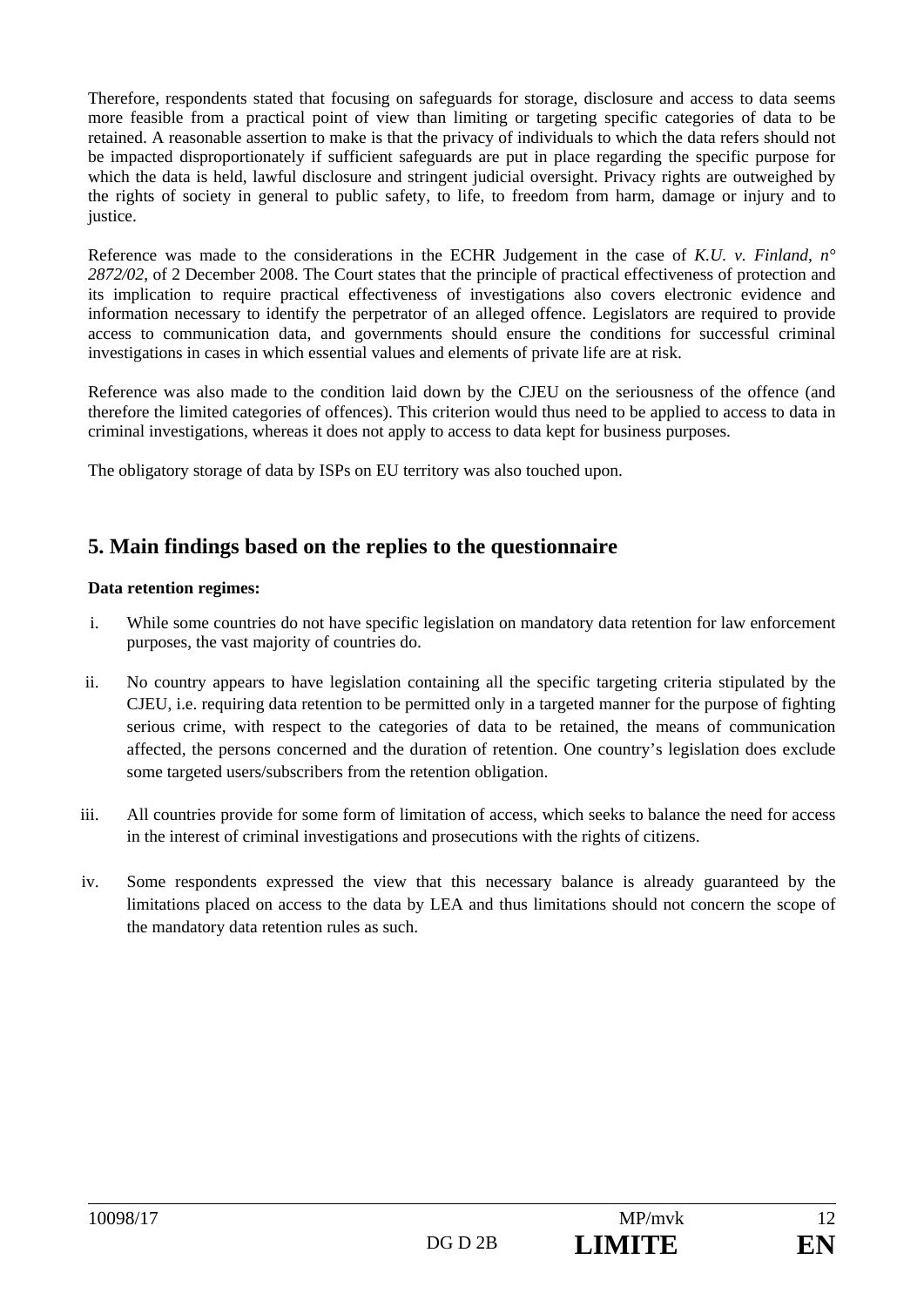Therefore, respondents stated that focusing on safeguards for storage, disclosure and access to data seems more feasible from a practical point of view than limiting or targeting specific categories of data to be retained. A reasonable assertion to make is that the privacy of individuals to which the data refers should not be impacted disproportionately if sufficient safeguards are put in place regarding the specific purpose for which the data is held, lawful disclosure and stringent judicial oversight. Privacy rights are outweighed by the rights of society in general to public safety, to life, to freedom from harm, damage or injury and to justice.

Reference was made to the considerations in the ECHR Judgement in the case of *K.U. v. Finland, n° 2872/02*, of 2 December 2008. The Court states that the principle of practical effectiveness of protection and its implication to require practical effectiveness of investigations also covers electronic evidence and information necessary to identify the perpetrator of an alleged offence. Legislators are required to provide access to communication data, and governments should ensure the conditions for successful criminal investigations in cases in which essential values and elements of private life are at risk.

Reference was also made to the condition laid down by the CJEU on the seriousness of the offence (and therefore the limited categories of offences). This criterion would thus need to be applied to access to data in criminal investigations, whereas it does not apply to access to data kept for business purposes.

The obligatory storage of data by ISPs on EU territory was also touched upon.

## 5. Main findings based on the replies to the questionnaire

**Data retention regimes:**

i. While some countries do not have specific legislation on mandatory data retention for law enforcement purposes, the vast majority of countries do.

ii. No country appears to have legislation containing all the specific targeting criteria stipulated by the CJEU, i.e. requiring data retention to be permitted only in a targeted manner for the purpose of fighting serious crime, with respect to the categories of data to be retained, the means of communication affected, the persons concerned and the duration of retention. One country's legislation does exclude some targeted users/subscribers from the retention obligation.

iii. All countries provide for some form of limitation of access, which seeks to balance the need for access in the interest of criminal investigations and prosecutions with the rights of citizens.

iv. Some respondents expressed the view that this necessary balance is already guaranteed by the limitations placed on access to the data by LEA and thus limitations should not concern the scope of the mandatory data retention rules as such.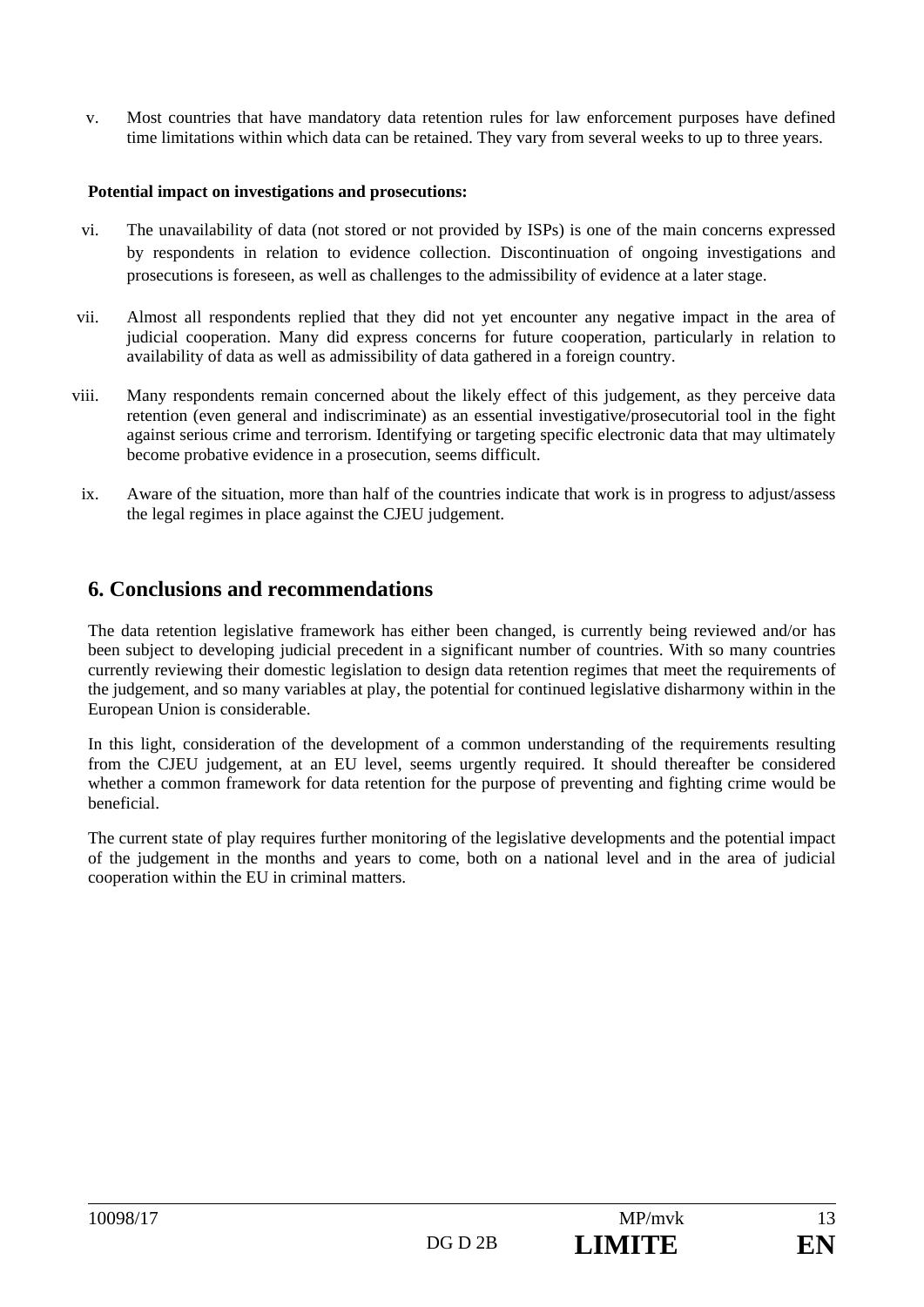v. Most countries that have mandatory data retention rules for law enforcement purposes have defined time limitations within which data can be retained. They vary from several weeks to up to three years.

**Potential impact on investigations and prosecutions:**

vi. The unavailability of data (not stored or not provided by ISPs) is one of the main concerns expressed by respondents in relation to evidence collection. Discontinuation of ongoing investigations and prosecutions is foreseen, as well as challenges to the admissibility of evidence at a later stage.

vii. Almost all respondents replied that they did not yet encounter any negative impact in the area of judicial cooperation. Many did express concerns for future cooperation, particularly in relation to availability of data as well as admissibility of data gathered in a foreign country.

viii. Many respondents remain concerned about the likely effect of this judgement, as they perceive data retention (even general and indiscriminate) as an essential investigative/prosecutorial tool in the fight against serious crime and terrorism. Identifying or targeting specific electronic data that may ultimately become probative evidence in a prosecution, seems difficult.

ix. Aware of the situation, more than half of the countries indicate that work is in progress to adjust/assess the legal regimes in place against the CJEU judgement.

## 6. Conclusions and recommendations

The data retention legislative framework has either been changed, is currently being reviewed and/or has been subject to developing judicial precedent in a significant number of countries. With so many countries currently reviewing their domestic legislation to design data retention regimes that meet the requirements of the judgement, and so many variables at play, the potential for continued legislative disharmony within in the European Union is considerable.

In this light, consideration of the development of a common understanding of the requirements resulting from the CJEU judgement, at an EU level, seems urgently required. It should thereafter be considered whether a common framework for data retention for the purpose of preventing and fighting crime would be beneficial.

The current state of play requires further monitoring of the legislative developments and the potential impact of the judgement in the months and years to come, both on a national level and in the area of judicial cooperation within the EU in criminal matters.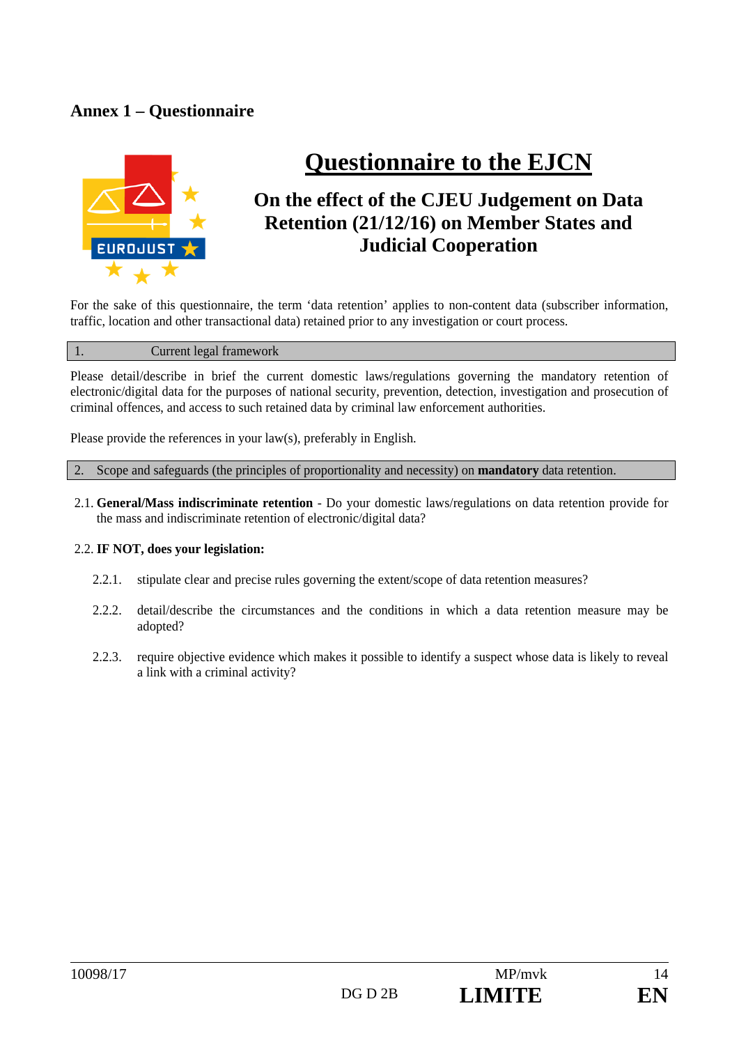## Annex 1 – Questionnaire

# Questionnaire to the EJCN

### On the effect of the CJEU Judgement on Data Retention (21/12/16) on Member States and Judicial Cooperation

For the sake of this questionnaire, the term 'data retention' applies to non-content data (subscriber information, traffic, location and other transactional data) retained prior to any investigation or court process.

| 1. Current legal framework |
|---|

Please detail/describe in brief the current domestic laws/regulations governing the mandatory retention of electronic/digital data for the purposes of national security, prevention, detection, investigation and prosecution of criminal offences, and access to such retained data by criminal law enforcement authorities.

Please provide the references in your law(s), preferably in English.

| 2. Scope and safeguards (the principles of proportionality and necessity) on **mandatory** data retention. |
|---|

2.1. **General/Mass indiscriminate retention** - Do your domestic laws/regulations on data retention provide for the mass and indiscriminate retention of electronic/digital data?

2.2. **IF NOT, does your legislation:**

2.2.1. stipulate clear and precise rules governing the extent/scope of data retention measures?

2.2.2. detail/describe the circumstances and the conditions in which a data retention measure may be adopted?

2.2.3. require objective evidence which makes it possible to identify a suspect whose data is likely to reveal a link with a criminal activity?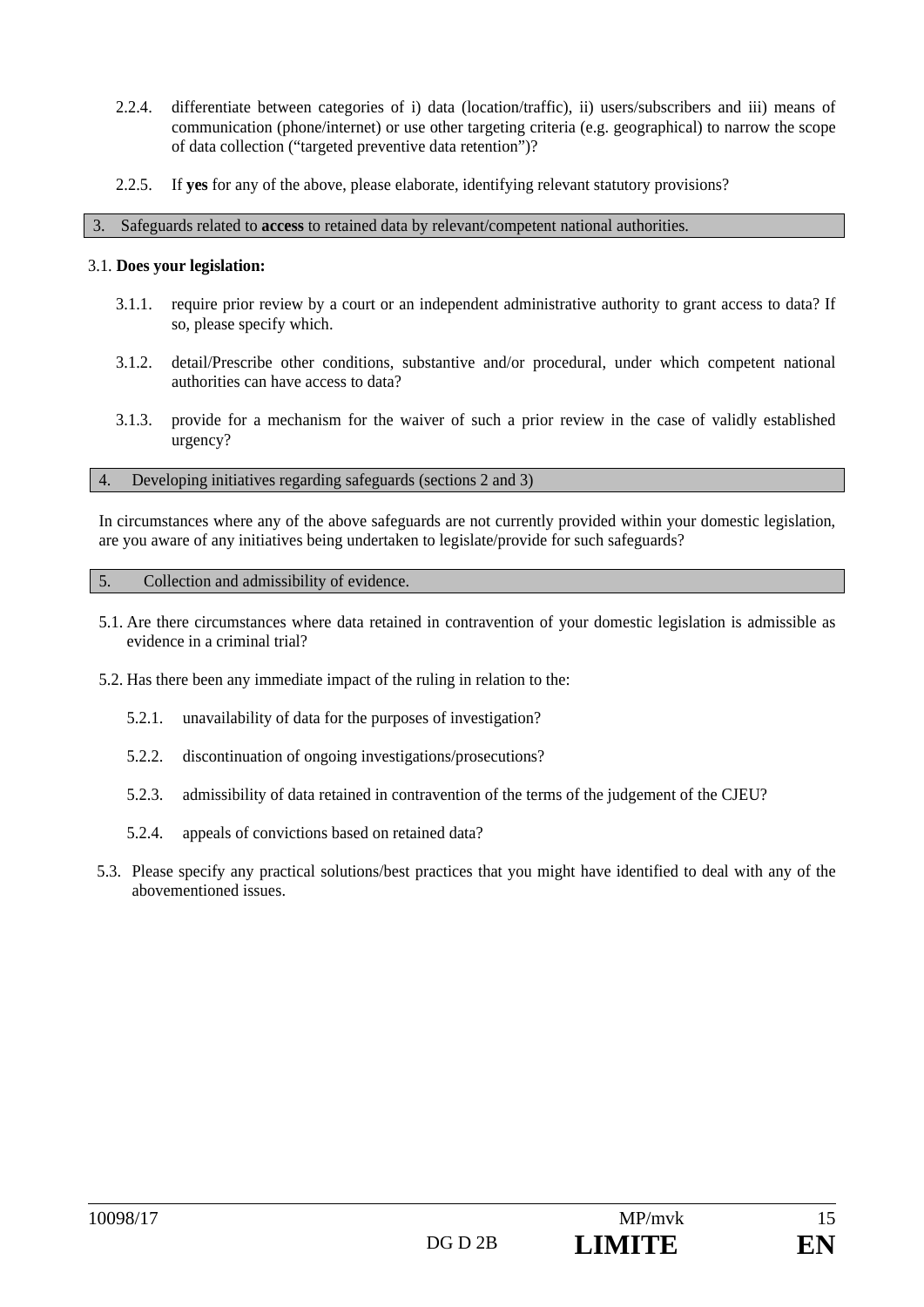2.2.4. differentiate between categories of i) data (location/traffic), ii) users/subscribers and iii) means of communication (phone/internet) or use other targeting criteria (e.g. geographical) to narrow the scope of data collection ("targeted preventive data retention")?

2.2.5. If **yes** for any of the above, please elaborate, identifying relevant statutory provisions?

## 3. Safeguards related to **access** to retained data by relevant/competent national authorities.

3.1. **Does your legislation:**

3.1.1. require prior review by a court or an independent administrative authority to grant access to data? If so, please specify which.

3.1.2. detail/Prescribe other conditions, substantive and/or procedural, under which competent national authorities can have access to data?

3.1.3. provide for a mechanism for the waiver of such a prior review in the case of validly established urgency?

## 4. Developing initiatives regarding safeguards (sections 2 and 3)

In circumstances where any of the above safeguards are not currently provided within your domestic legislation, are you aware of any initiatives being undertaken to legislate/provide for such safeguards?

## 5. Collection and admissibility of evidence.

5.1. Are there circumstances where data retained in contravention of your domestic legislation is admissible as evidence in a criminal trial?

5.2. Has there been any immediate impact of the ruling in relation to the:

5.2.1. unavailability of data for the purposes of investigation?

5.2.2. discontinuation of ongoing investigations/prosecutions?

5.2.3. admissibility of data retained in contravention of the terms of the judgement of the CJEU?

5.2.4. appeals of convictions based on retained data?

5.3. Please specify any practical solutions/best practices that you might have identified to deal with any of the abovementioned issues.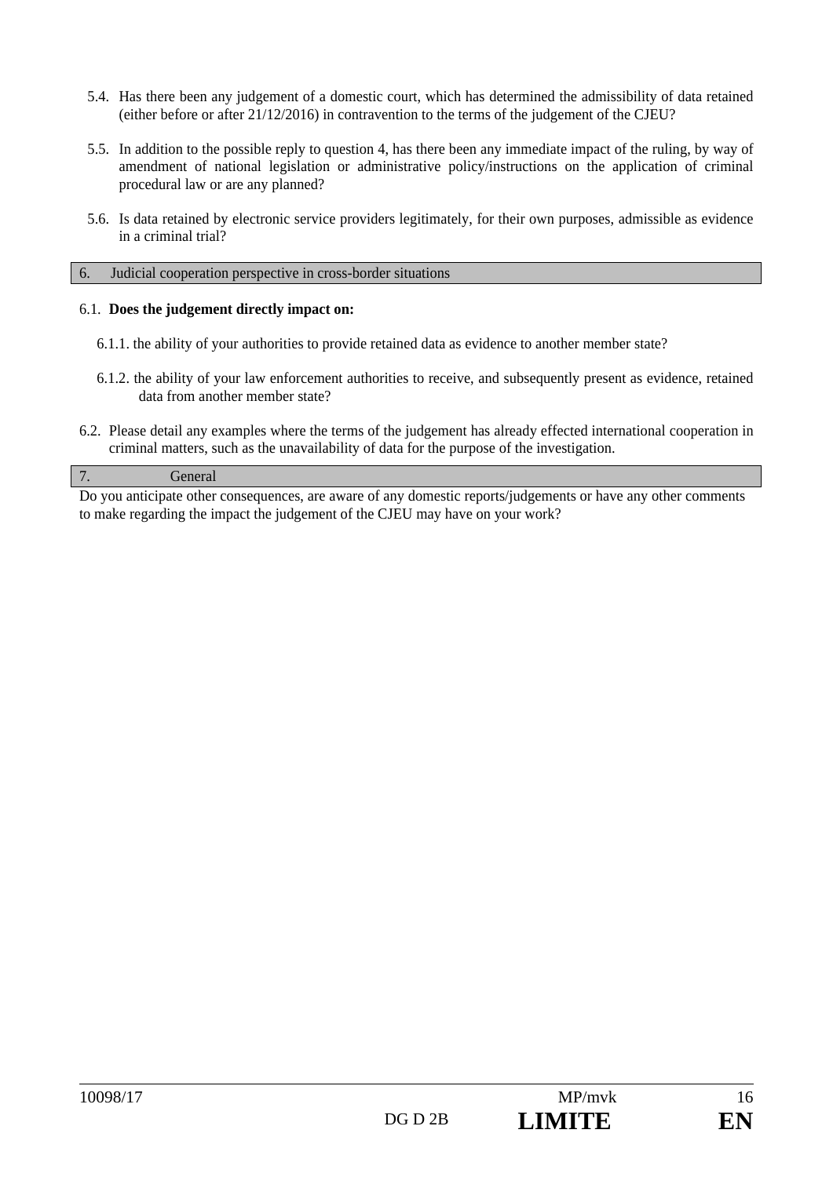5.4. Has there been any judgement of a domestic court, which has determined the admissibility of data retained (either before or after 21/12/2016) in contravention to the terms of the judgement of the CJEU?

5.5. In addition to the possible reply to question 4, has there been any immediate impact of the ruling, by way of amendment of national legislation or administrative policy/instructions on the application of criminal procedural law or are any planned?

5.6. Is data retained by electronic service providers legitimately, for their own purposes, admissible as evidence in a criminal trial?

## 6. Judicial cooperation perspective in cross-border situations

6.1. **Does the judgement directly impact on:**

6.1.1. the ability of your authorities to provide retained data as evidence to another member state?

6.1.2. the ability of your law enforcement authorities to receive, and subsequently present as evidence, retained data from another member state?

6.2. Please detail any examples where the terms of the judgement has already effected international cooperation in criminal matters, such as the unavailability of data for the purpose of the investigation.

## 7. General

Do you anticipate other consequences, are aware of any domestic reports/judgements or have any other comments to make regarding the impact the judgement of the CJEU may have on your work?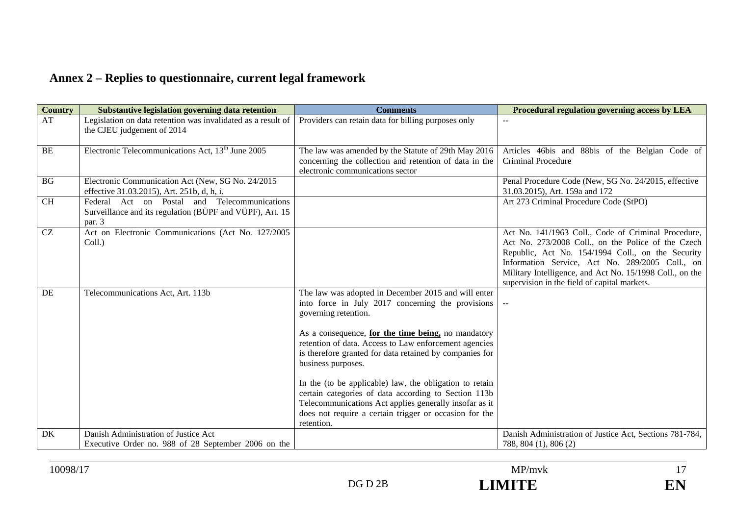## Annex 2 – Replies to questionnaire, current legal framework

| Country | Substantive legislation governing data retention | Comments | Procedural regulation governing access by LEA |
|---|---|---|---|
| AT | Legislation on data retention was invalidated as a result of the CJEU judgement of 2014 | Providers can retain data for billing purposes only | -- |
| BE | Electronic Telecommunications Act, 13[th] June 2005 | The law was amended by the Statute of 29th May 2016 concerning the collection and retention of data in the electronic communications sector | Articles 46bis and 88bis of the Belgian Code of Criminal Procedure |
| BG | Electronic Communication Act (New, SG No. 24/2015 effective 31.03.2015), Art. 251b, d, h, i. | | Penal Procedure Code (New, SG No. 24/2015, effective 31.03.2015), Art. 159a and 172 |
| CH | Federal Act on Postal and Telecommunications Surveillance and its regulation (BÜPF and VÜPF), Art. 15 par. 3 | | Art 273 Criminal Procedure Code (StPO) |
| CZ | Act on Electronic Communications (Act No. 127/2005 Coll.) | | Act No. 141/1963 Coll., Code of Criminal Procedure, Act No. 273/2008 Coll., on the Police of the Czech Republic, Act No. 154/1994 Coll., on the Security Information Service, Act No. 289/2005 Coll., on Military Intelligence, and Act No. 15/1998 Coll., on the supervision in the field of capital markets. |
| DE | Telecommunications Act, Art. 113b | The law was adopted in December 2015 and will enter into force in July 2017 concerning the provisions governing retention.<br><br>As a consequence, **<u>for the time being,</u>** no mandatory retention of data. Access to Law enforcement agencies is therefore granted for data retained by companies for business purposes.<br><br>In the (to be applicable) law, the obligation to retain certain categories of data according to Section 113b Telecommunications Act applies generally insofar as it does not require a certain trigger or occasion for the retention. | -- |
| DK | Danish Administration of Justice Act<br>Executive Order no. 988 of 28 September 2006 on the | | Danish Administration of Justice Act, Sections 781-784, 788, 804 (1), 806 (2) |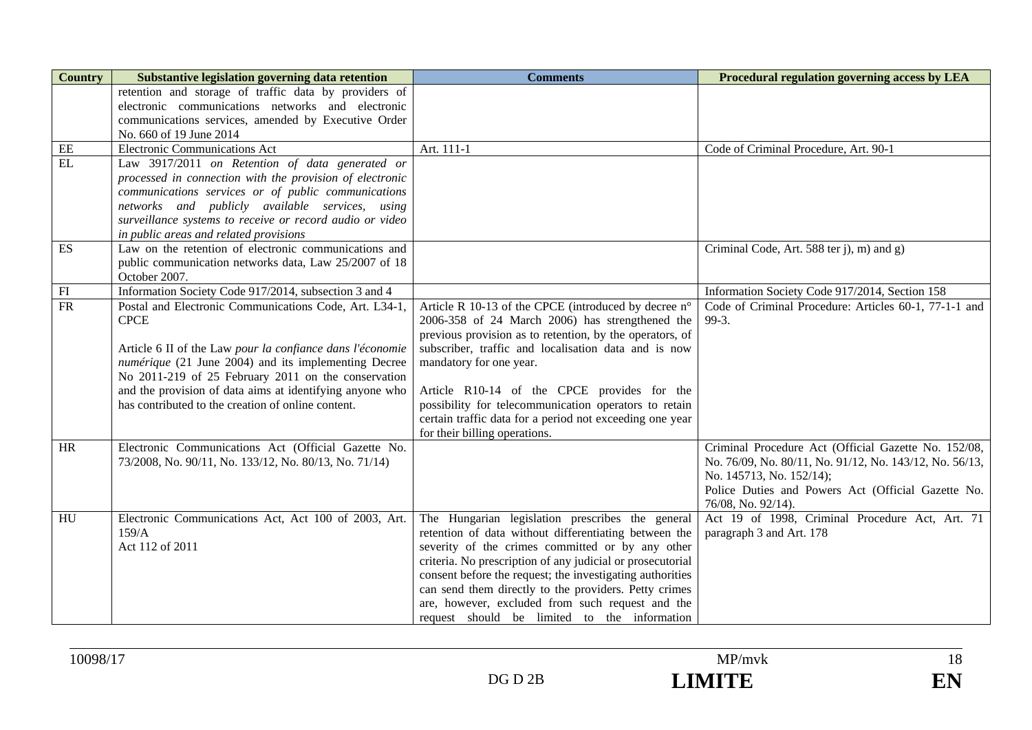| Country | Substantive legislation governing data retention | Comments | Procedural regulation governing access by LEA |
|---|---|---|---|
| | retention and storage of traffic data by providers of electronic communications networks and electronic communications services, amended by Executive Order No. 660 of 19 June 2014 | | |
| EE | Electronic Communications Act | Art. 111-1 | Code of Criminal Procedure, Art. 90-1 |
| EL | Law 3917/2011 *on Retention of data generated or processed in connection with the provision of electronic communications services or of public communications networks and publicly available services, using surveillance systems to receive or record audio or video in public areas and related provisions* | | |
| ES | Law on the retention of electronic communications and public communication networks data, Law 25/2007 of 18 October 2007. | | Criminal Code, Art. 588 ter j), m) and g) |
| FI | Information Society Code 917/2014, subsection 3 and 4 | | Information Society Code 917/2014, Section 158 |
| FR | Postal and Electronic Communications Code, Art. L34-1, CPCE<br><br>Article 6 II of the Law *pour la confiance dans l'économie numérique* (21 June 2004) and its implementing Decree No 2011-219 of 25 February 2011 on the conservation and the provision of data aims at identifying anyone who has contributed to the creation of online content. | Article R 10-13 of the CPCE (introduced by decree n° 2006-358 of 24 March 2006) has strengthened the previous provision as to retention, by the operators, of subscriber, traffic and localisation data and is now mandatory for one year.<br><br>Article R10-14 of the CPCE provides for the possibility for telecommunication operators to retain certain traffic data for a period not exceeding one year for their billing operations. | Code of Criminal Procedure: Articles 60-1, 77-1-1 and 99-3. |
| HR | Electronic Communications Act (Official Gazette No. 73/2008, No. 90/11, No. 133/12, No. 80/13, No. 71/14) | | Criminal Procedure Act (Official Gazette No. 152/08, No. 76/09, No. 80/11, No. 91/12, No. 143/12, No. 56/13, No. 145713, No. 152/14);<br>Police Duties and Powers Act (Official Gazette No. 76/08, No. 92/14). |
| HU | Electronic Communications Act, Act 100 of 2003, Art. 159/A<br>Act 112 of 2011 | The Hungarian legislation prescribes the general retention of data without differentiating between the severity of the crimes committed or by any other criteria. No prescription of any judicial or prosecutorial consent before the request; the investigating authorities can send them directly to the providers. Petty crimes are, however, excluded from such request and the request should be limited to the information | Act 19 of 1998, Criminal Procedure Act, Art. 71 paragraph 3 and Art. 178 |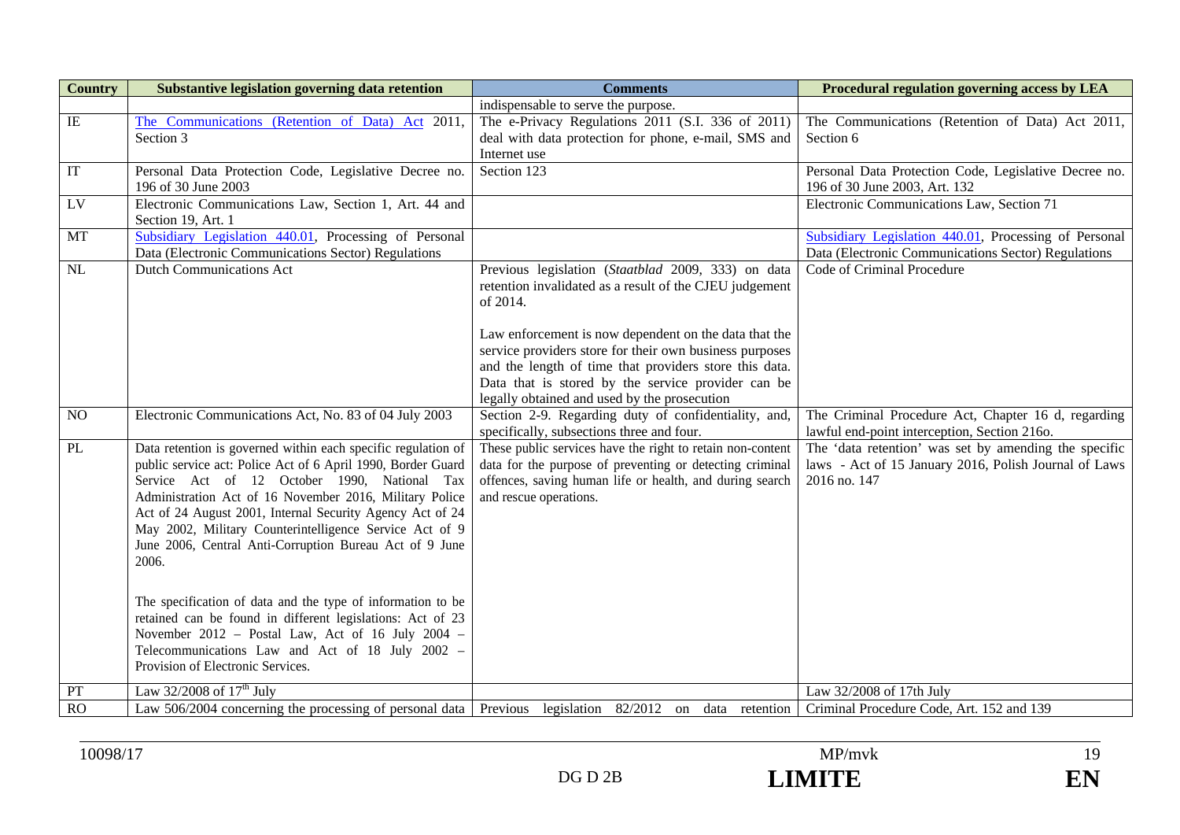| Country | Substantive legislation governing data retention | Comments | Procedural regulation governing access by LEA |
|---|---|---|---|
| | | indispensable to serve the purpose. | |
| IE | The Communications (Retention of Data) Act 2011, Section 3 | The e-Privacy Regulations 2011 (S.I. 336 of 2011) deal with data protection for phone, e-mail, SMS and Internet use | The Communications (Retention of Data) Act 2011, Section 6 |
| IT | Personal Data Protection Code, Legislative Decree no. 196 of 30 June 2003 | Section 123 | Personal Data Protection Code, Legislative Decree no. 196 of 30 June 2003, Art. 132 |
| LV | Electronic Communications Law, Section 1, Art. 44 and Section 19, Art. 1 | | Electronic Communications Law, Section 71 |
| MT | Subsidiary Legislation 440.01, Processing of Personal Data (Electronic Communications Sector) Regulations | | Subsidiary Legislation 440.01, Processing of Personal Data (Electronic Communications Sector) Regulations |
| NL | Dutch Communications Act | Previous legislation (*Staatblad* 2009, 333) on data retention invalidated as a result of the CJEU judgement of 2014.<br><br>Law enforcement is now dependent on the data that the service providers store for their own business purposes and the length of time that providers store this data. Data that is stored by the service provider can be legally obtained and used by the prosecution | Code of Criminal Procedure |
| NO | Electronic Communications Act, No. 83 of 04 July 2003 | Section 2-9. Regarding duty of confidentiality, and, specifically, subsections three and four. | The Criminal Procedure Act, Chapter 16 d, regarding lawful end-point interception, Section 216o. |
| PL | Data retention is governed within each specific regulation of public service act: Police Act of 6 April 1990, Border Guard Service Act of 12 October 1990, National Tax Administration Act of 16 November 2016, Military Police Act of 24 August 2001, Internal Security Agency Act of 24 May 2002, Military Counterintelligence Service Act of 9 June 2006, Central Anti-Corruption Bureau Act of 9 June 2006.<br><br>The specification of data and the type of information to be retained can be found in different legislations: Act of 23 November 2012 – Postal Law, Act of 16 July 2004 – Telecommunications Law and Act of 18 July 2002 – Provision of Electronic Services. | These public services have the right to retain non-content data for the purpose of preventing or detecting criminal offences, saving human life or health, and during search and rescue operations. | The 'data retention' was set by amending the specific laws - Act of 15 January 2016, Polish Journal of Laws 2016 no. 147 |
| PT | Law 32/2008 of 17th July | | Law 32/2008 of 17th July |
| RO | Law 506/2004 concerning the processing of personal data | Previous legislation 82/2012 on data retention | Criminal Procedure Code, Art. 152 and 139 |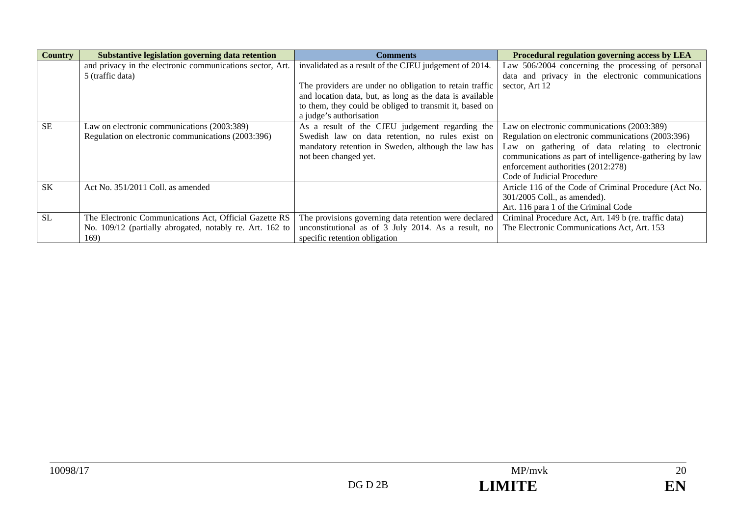| Country | Substantive legislation governing data retention | Comments | Procedural regulation governing access by LEA |
|---|---|---|---|
| | and privacy in the electronic communications sector, Art. 5 (traffic data) | invalidated as a result of the CJEU judgement of 2014.<br><br>The providers are under no obligation to retain traffic and location data, but, as long as the data is available to them, they could be obliged to transmit it, based on a judge's authorisation | Law 506/2004 concerning the processing of personal data and privacy in the electronic communications sector, Art 12 |
| SE | Law on electronic communications (2003:389)<br>Regulation on electronic communications (2003:396) | As a result of the CJEU judgement regarding the Swedish law on data retention, no rules exist on mandatory retention in Sweden, although the law has not been changed yet. | Law on electronic communications (2003:389)<br>Regulation on electronic communications (2003:396)<br>Law on gathering of data relating to electronic communications as part of intelligence-gathering by law enforcement authorities (2012:278)<br>Code of Judicial Procedure |
| SK | Act No. 351/2011 Coll. as amended | | Article 116 of the Code of Criminal Procedure (Act No. 301/2005 Coll., as amended).<br>Art. 116 para 1 of the Criminal Code |
| SL | The Electronic Communications Act, Official Gazette RS No. 109/12 (partially abrogated, notably re. Art. 162 to 169) | The provisions governing data retention were declared unconstitutional as of 3 July 2014. As a result, no specific retention obligation | Criminal Procedure Act, Art. 149 b (re. traffic data)<br>The Electronic Communications Act, Art. 153 |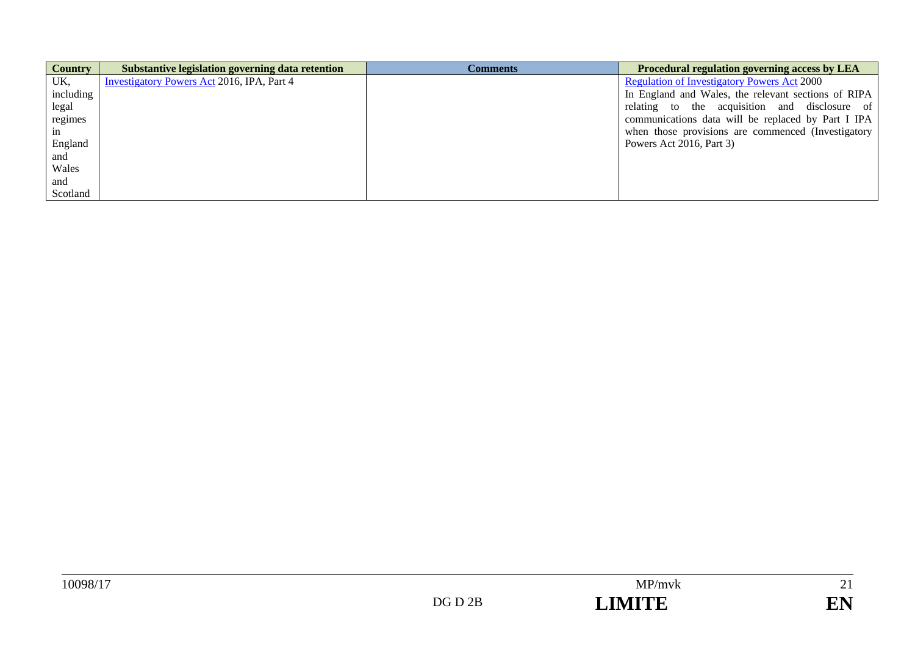| Country | Substantive legislation governing data retention | Comments | Procedural regulation governing access by LEA |
|---|---|---|---|
| UK, including legal regimes in England and Wales and Scotland | Investigatory Powers Act 2016, IPA, Part 4 | | Regulation of Investigatory Powers Act 2000 In England and Wales, the relevant sections of RIPA relating to the acquisition and disclosure of communications data will be replaced by Part I IPA when those provisions are commenced (Investigatory Powers Act 2016, Part 3) |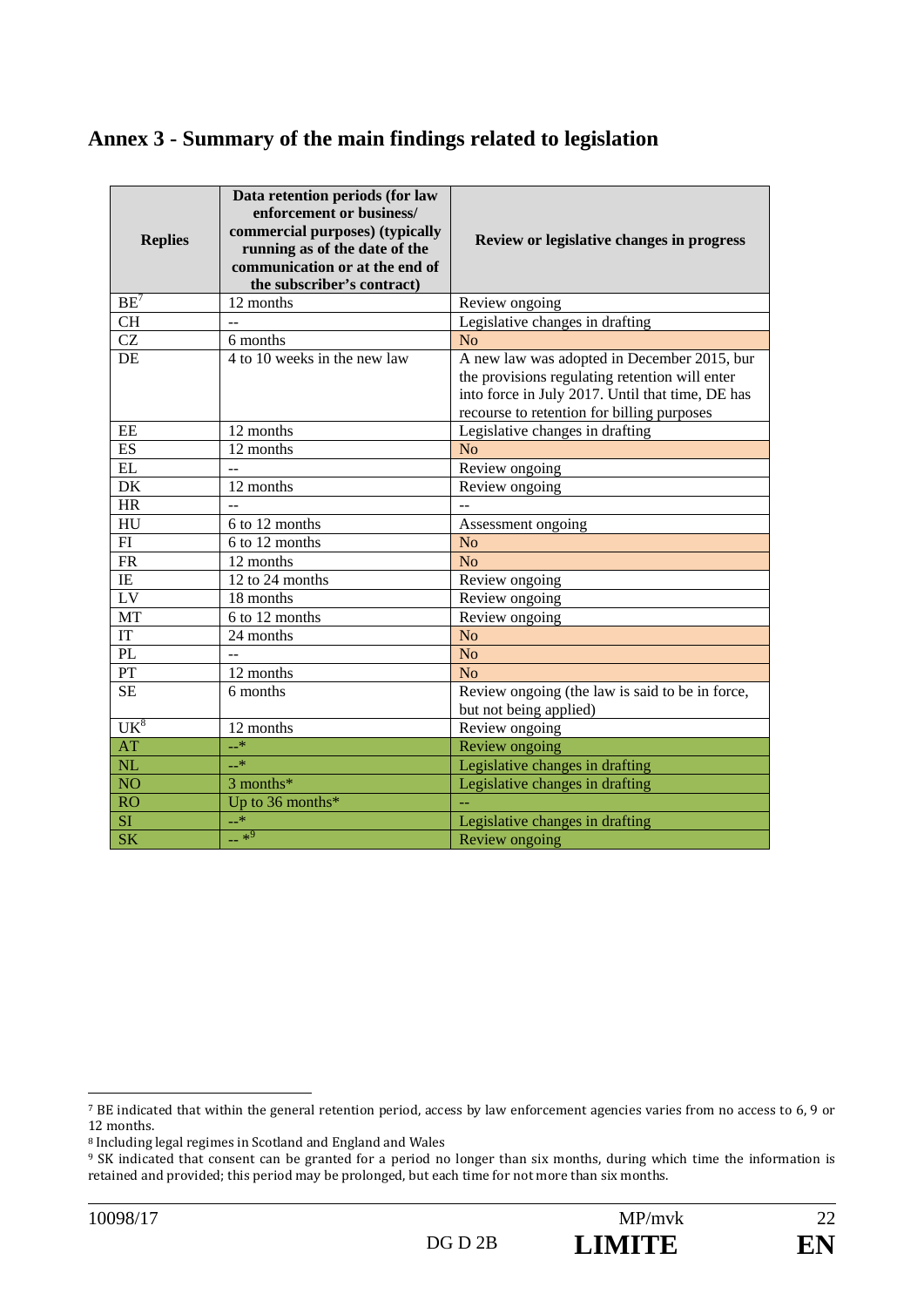## Annex 3 - Summary of the main findings related to legislation

| Replies | Data retention periods (for law enforcement or business/ commercial purposes) (typically running as of the date of the communication or at the end of the subscriber's contract) | Review or legislative changes in progress |
|---|---|---|
| BE[7] | 12 months | Review ongoing |
| CH | -- | Legislative changes in drafting |
| CZ | 6 months | No |
| DE | 4 to 10 weeks in the new law | A new law was adopted in December 2015, bur the provisions regulating retention will enter into force in July 2017. Until that time, DE has recourse to retention for billing purposes |
| EE | 12 months | Legislative changes in drafting |
| ES | 12 months | No |
| EL | -- | Review ongoing |
| DK | 12 months | Review ongoing |
| HR | -- | -- |
| HU | 6 to 12 months | Assessment ongoing |
| FI | 6 to 12 months | No |
| FR | 12 months | No |
| IE | 12 to 24 months | Review ongoing |
| LV | 18 months | Review ongoing |
| MT | 6 to 12 months | Review ongoing |
| IT | 24 months | No |
| PL | -- | No |
| PT | 12 months | No |
| SE | 6 months | Review ongoing (the law is said to be in force, but not being applied) |
| UK[8] | 12 months | Review ongoing |
| AT | --* | Review ongoing |
| NL | --* | Legislative changes in drafting |
| NO | 3 months* | Legislative changes in drafting |
| RO | Up to 36 months* | -- |
| SI | --* | Legislative changes in drafting |
| SK | -- *[9] | Review ongoing |

[7] BE indicated that within the general retention period, access by law enforcement agencies varies from no access to 6, 9 or 12 months.

[8] Including legal regimes in Scotland and England and Wales

[9] SK indicated that consent can be granted for a period no longer than six months, during which time the information is retained and provided; this period may be prolonged, but each time for not more than six months.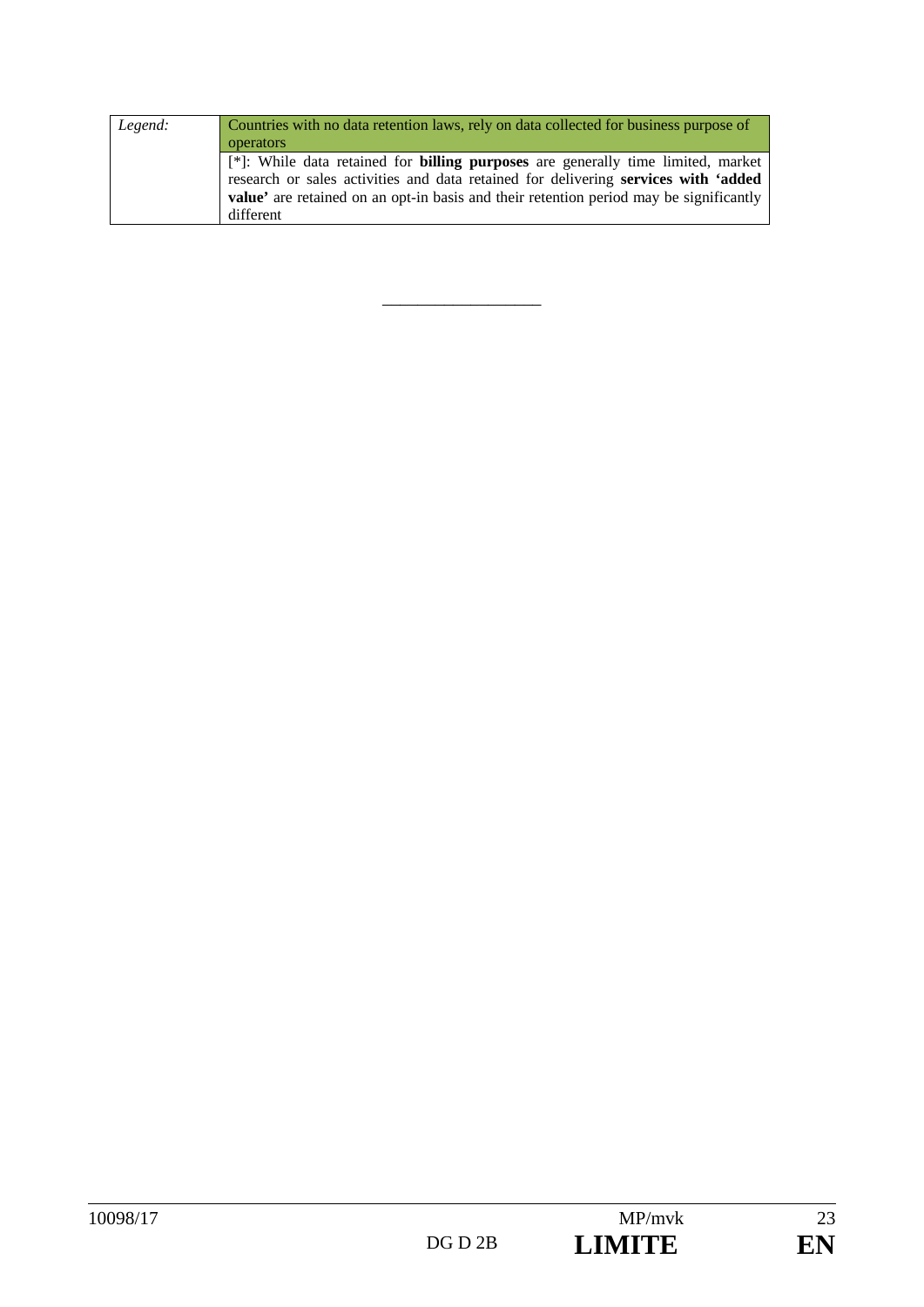| | |
|---|---|
| *Legend:* | Countries with no data retention laws, rely on data collected for business purpose of operators |
| | [*]: While data retained for **billing purposes** are generally time limited, market research or sales activities and data retained for delivering **services with 'added value'** are retained on an opt-in basis and their retention period may be significantly different |

___________________